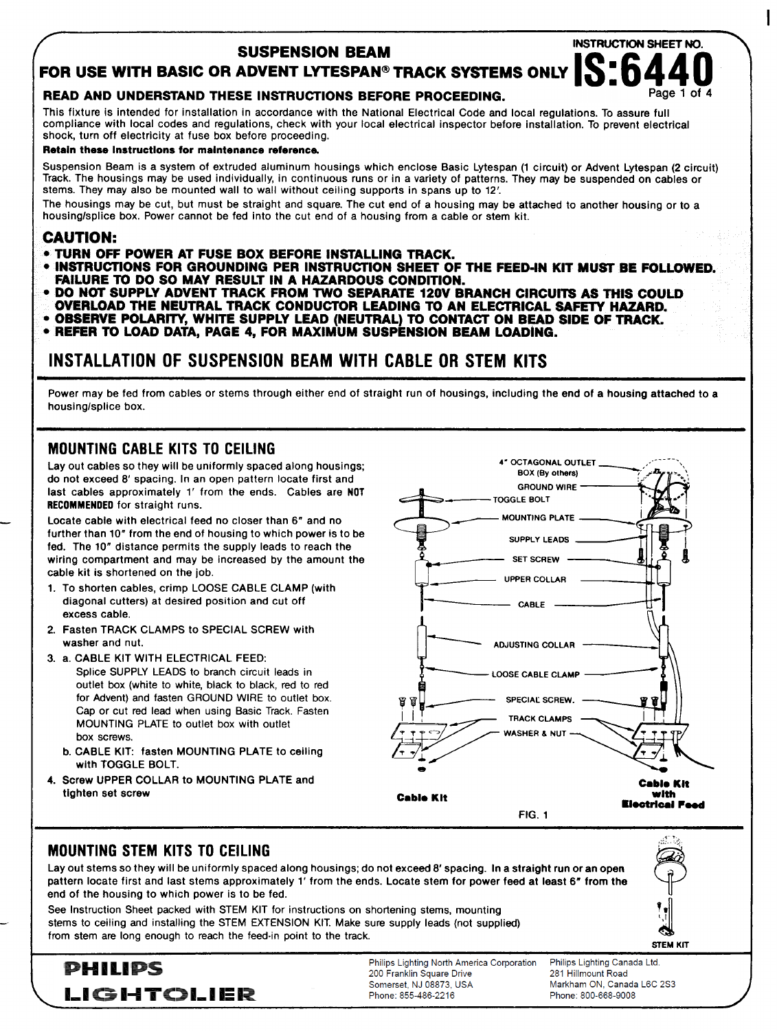# SUSPENSION BEAM

## FOR USE WITH BASIC OR ADVENT LYTESPAN® TRACK SYSTEMS ONLY

INSTRUCTION SHEET NO. **IS:6440**

**READ AND UNDERSTAND THESE INSTRUCTIONS BEFORE PROCEEDING.**

This fixture is intended for installation in accordance with the National Electrical Code and local regulations. To assure full compliance with local codes and regulations, check with your local electrical inspector before installation. To prevent electrical shock, turn off electricity at fuse box before proceeding.

**Retain these instructions for maintenance reference.**

Suspension Beam is a system of extruded aluminum housings which enclose Basic Lytespan (1 circuit) or Advent Lytespan (2 circuit) Track. The housings may be used individually, in continuous runs or in a variety of patterns. They may be suspended on cables or stems. They may also be mounted wall to wall without ceiling supports in spans up to 12'.

The housings may be cut, but must be straight and square. The cut end of a housing may be attached to another housing or to a housing/splice box. Power cannot be fed into the cut end of a housing from a cable or stem kit.

## CAUTION:

- **TURN OFF POWER AT FUSE BOX BEFORE INSTALLING TRACK.**
- **INSTRUCTIONS FOR GROUNDING PER INSTRUCTION SHEET OF THE FEED-IN KIT MUST BE FOLLOWED. FAILURE TO DO SO MAY RESULT IN A HAZARDOUS CONDITION.**
- **DO NOT SUPPLY ADVENT TRACK FROM TWO SEPARATE 120V BRANCH CIRCUITS AS THIS COULD OVERLOAD THE NEUTRAL TRACK CONDUCTOR LEADING TO AN ELECTRICAL SAFETY HAZARD.**
- **OBSERVE POLARITY, WHITE SUPPLY LEAD (NEUTRAL) TO CONTACT ON BEAD SIDE OF TRACK.**
- **REFER TO LOAD DATA, PAGE 4, FOR MAXIMUM SUSPENSION BEAM LOADING.**

## INSTALLATION OF SUSPENSION BEAM WITH CABLE OR STEM KITS

Power may be fed from cables or stems through either end of straight run of housings, including the end of a housing attached to a housing/splice box.

## MOUNTING CABLE KITS TO CEILING

Lay out cables so they will be uniformly spaced along housings; do not exceed 8' spacing. In an open pattern locate first and last cables approximately 1' from the ends. Cables are **NOT RECOMMENDED** for straight runs.

Locate cable with electrical feed no closer than 6" and no further than 10" from the end of housing to which power is to be fed. The 10" distance permits the supply leads to reach the wiring compartment and may be increased by the amount the cable kit is shortened on the job.

1. To shorten cables, crimp LOOSE CABLE CLAMP (with diagonal cutters) at desired position and cut off excess cable.
2. Fasten TRACK CLAMPS to SPECIAL SCREW with washer and nut.
3. a. CABLE KIT WITH ELECTRICAL FEED: Splice SUPPLY LEADS to branch circuit leads in outlet box (white to white, black to black, red to red for Advent) and fasten GROUND WIRE to outlet box. Cap or cut red lead when using Basic Track. Fasten MOUNTING PLATE to outlet box with outlet box screws.
   b. CABLE KIT: fasten MOUNTING PLATE to ceiling with TOGGLE BOLT.
4. Screw UPPER COLLAR to MOUNTING PLATE and tighten set screw

4" OCTAGONAL OUTLET BOX (By others) · GROUND WIRE · TOGGLE BOLT · MOUNTING PLATE · SUPPLY LEADS · SET SCREW · UPPER COLLAR · CABLE · ADJUSTING COLLAR · LOOSE CABLE CLAMP · SPECIAL SCREW · TRACK CLAMPS · WASHER & NUT

Cable Kit — Cable Kit with Electrical Feed

FIG. 1

## MOUNTING STEM KITS TO CEILING

Lay out stems so they will be uniformly spaced along housings; do not exceed 8' spacing. In a straight run or an open pattern locate first and last stems approximately 1' from the ends. Locate stem for power feed at least 6" from the end of the housing to which power is to be fed.

See Instruction Sheet packed with STEM KIT for instructions on shortening stems, mounting stems to ceiling and installing the STEM EXTENSION KIT. Make sure supply leads (not supplied) from stem are long enough to reach the feed-in point to the track.

STEM KIT

**PHILIPS LIGHTOLIER**

Philips Lighting North America Corporation
200 Franklin Square Drive
Somerset, NJ 08873, USA
Phone: 855-486-2216

Philips Lighting Canada Ltd.
281 Hillmount Road
Markham ON, Canada L6C 2S3
Phone: 800-668-9008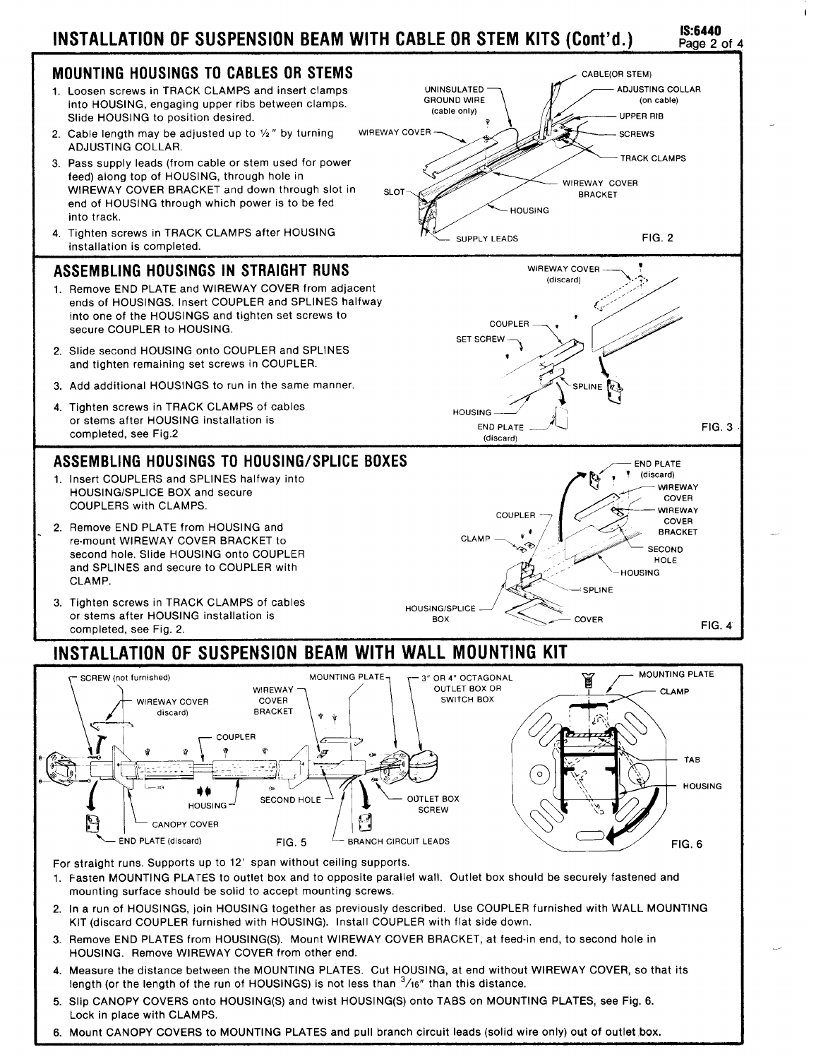# INSTALLATION OF SUSPENSION BEAM WITH CABLE OR STEM KITS (Cont'd.)

IS:6440

## MOUNTING HOUSINGS TO CABLES OR STEMS

1. Loosen screws in TRACK CLAMPS and insert clamps into HOUSING, engaging upper ribs between clamps. Slide HOUSING to position desired.
2. Cable length may be adjusted up to ½" by turning ADJUSTING COLLAR.
3. Pass supply leads (from cable or stem used for power feed) along top of HOUSING, through hole in WIREWAY COVER BRACKET and down through slot in end of HOUSING through which power is to be fed into track.
4. Tighten screws in TRACK CLAMPS after HOUSING installation is completed.

CABLE(OR STEM), UNINSULATED GROUND WIRE (cable only), ADJUSTING COLLAR (on cable), UPPER RIB, SCREWS, TRACK CLAMPS, WIREWAY COVER, WIREWAY COVER BRACKET, SLOT, HOUSING, SUPPLY LEADS

FIG. 2

## ASSEMBLING HOUSINGS IN STRAIGHT RUNS

1. Remove END PLATE and WIREWAY COVER from adjacent ends of HOUSINGS. Insert COUPLER and SPLINES halfway into one of the HOUSINGS and tighten set screws to secure COUPLER to HOUSING.
2. Slide second HOUSING onto COUPLER and SPLINES and tighten remaining set screws in COUPLER.
3. Add additional HOUSINGS to run in the same manner.
4. Tighten screws in TRACK CLAMPS of cables or stems after HOUSING installation is completed, see Fig.2

WIREWAY COVER (discard), COUPLER, SET SCREW, SPLINE, HOUSING, END PLATE (discard)

FIG. 3

## ASSEMBLING HOUSINGS TO HOUSING/SPLICE BOXES

1. Insert COUPLERS and SPLINES halfway into HOUSING/SPLICE BOX and secure COUPLERS with CLAMPS.
2. Remove END PLATE from HOUSING and re-mount WIREWAY COVER BRACKET to second hole. Slide HOUSING onto COUPLER and SPLINES and secure to COUPLER with CLAMP.
3. Tighten screws in TRACK CLAMPS of cables or stems after HOUSING installation is completed, see Fig. 2.

END PLATE (discard), WIREWAY COVER, WIREWAY COVER BRACKET, SECOND HOLE, HOUSING, SPLINE, COVER, HOUSING/SPLICE BOX, CLAMP, COUPLER

FIG. 4

# INSTALLATION OF SUSPENSION BEAM WITH WALL MOUNTING KIT

SCREW (not furnished), WIREWAY COVER discard), COUPLER, WIREWAY COVER BRACKET, MOUNTING PLATE, 3" OR 4" OCTAGONAL OUTLET BOX OR SWITCH BOX, HOUSING, SECOND HOLE, OUTLET BOX SCREW, CANOPY COVER, END PLATE (discard), BRANCH CIRCUIT LEADS

FIG. 5

MOUNTING PLATE, CLAMP, TAB, HOUSING

FIG. 6

For straight runs. Supports up to 12' span without ceiling supports.

1. Fasten MOUNTING PLATES to outlet box and to opposite parallel wall. Outlet box should be securely fastened and mounting surface should be solid to accept mounting screws.
2. In a run of HOUSINGS, join HOUSING together as previously described. Use COUPLER furnished with WALL MOUNTING KIT (discard COUPLER furnished with HOUSING). Install COUPLER with flat side down.
3. Remove END PLATES from HOUSING(S). Mount WIREWAY COVER BRACKET, at feed-in end, to second hole in HOUSING. Remove WIREWAY COVER from other end.
4. Measure the distance between the MOUNTING PLATES. Cut HOUSING, at end without WIREWAY COVER, so that its length (or the length of the run of HOUSINGS) is not less than 3/16" than this distance.
5. Slip CANOPY COVERS onto HOUSING(S) and twist HOUSING(S) onto TABS on MOUNTING PLATES, see Fig. 6. Lock in place with CLAMPS.
6. Mount CANOPY COVERS to MOUNTING PLATES and pull branch circuit leads (solid wire only) out of outlet box.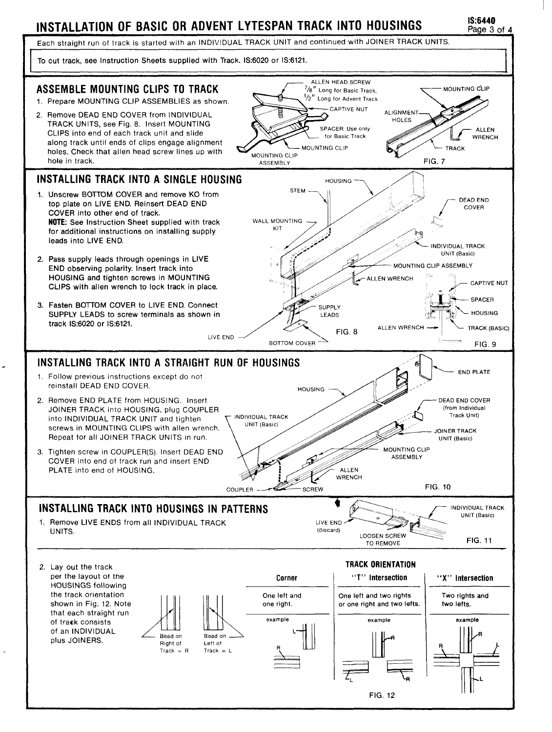# INSTALLATION OF BASIC OR ADVENT LYTESPAN TRACK INTO HOUSINGS

IS:6440

Each straight run of track is started with an INDIVIDUAL TRACK UNIT and continued with JOINER TRACK UNITS.

To cut track, see Instruction Sheets supplied with Track. IS:6020 or IS:6121.

## ASSEMBLE MOUNTING CLIPS TO TRACK

1. Prepare MOUNTING CLIP ASSEMBLIES as shown.
2. Remove DEAD END COVER from INDIVIDUAL TRACK UNITS, see Fig. 8. Insert MOUNTING CLIPS into end of each track unit and slide along track until ends of clips engage alignment holes. Check that allen head screw lines up with hole in track.

ALLEN HEAD SCREW 7/8" Long for Basic Track, 1/2" Long for Advent Track

CAPTIVE NUT

SPACER: Use only for Basic Track

MOUNTING CLIP

MOUNTING CLIP ASSEMBLY

MOUNTING CLIP

ALIGNMENT HOLES

ALLEN WRENCH

TRACK

FIG. 7

## INSTALLING TRACK INTO A SINGLE HOUSING

1. Unscrew BOTTOM COVER and remove KO from top plate on LIVE END. Reinsert DEAD END COVER into other end of track.
   **NOTE:** See Instruction Sheet supplied with track for additional instructions on installing supply leads into LIVE END.
2. Pass supply leads through openings in LIVE END observing polarity. Insert track into HOUSING and tighten screws in MOUNTING CLIPS with allen wrench to lock track in place.
3. Fasten BOTTOM COVER to LIVE END. Connect SUPPLY LEADS to screw terminals as shown in track IS:6020 or IS:6121.

HOUSING, STEM, WALL MOUNTING KIT, DEAD END COVER, INDIVIDUAL TRACK UNIT (Basic), MOUNTING CLIP ASSEMBLY, ALLEN WRENCH, SUPPLY LEADS, LIVE END, BOTTOM COVER

FIG. 8

CAPTIVE NUT, SPACER, HOUSING, ALLEN WRENCH, TRACK (BASIC)

FIG. 9

## INSTALLING TRACK INTO A STRAIGHT RUN OF HOUSINGS

1. Follow previous instructions except do not reinstall DEAD END COVER.
2. Remove END PLATE from HOUSING. Insert JOINER TRACK into HOUSING, plug COUPLER into INDIVIDUAL TRACK UNIT and tighten screws in MOUNTING CLIPS with allen wrench. Repeat for all JOINER TRACK UNITS in run.
3. Tighten screw in COUPLER(S). Insert DEAD END COVER into end of track run and insert END PLATE into end of HOUSING.

END PLATE, HOUSING, DEAD END COVER (from Individual Track Unit), INDIVIDUAL TRACK UNIT (Basic), JOINER TRACK UNIT (Basic), MOUNTING CLIP ASSEMBLY, ALLEN WRENCH, COUPLER, SCREW

FIG. 10

## INSTALLING TRACK INTO HOUSINGS IN PATTERNS

1. Remove LIVE ENDS from all INDIVIDUAL TRACK UNITS.

LIVE END (discard), LOOSEN SCREW TO REMOVE, INDIVIDUAL TRACK UNIT (Basic)

FIG. 11

2. Lay out the track per the layout of the HOUSINGS following the track orientation shown in Fig. 12. Note that each straight run of track consists of an INDIVIDUAL plus JOINERS.

Bead on Right of Track = R

Bead on Left of Track = L

**TRACK ORIENTATION**

| Corner | "T" Intersection | "X" Intersection |
|---|---|---|
| One left and one right. | One left and two rights or one right and two lefts. | Two rights and two lefts. |
| example | example | example |

FIG. 12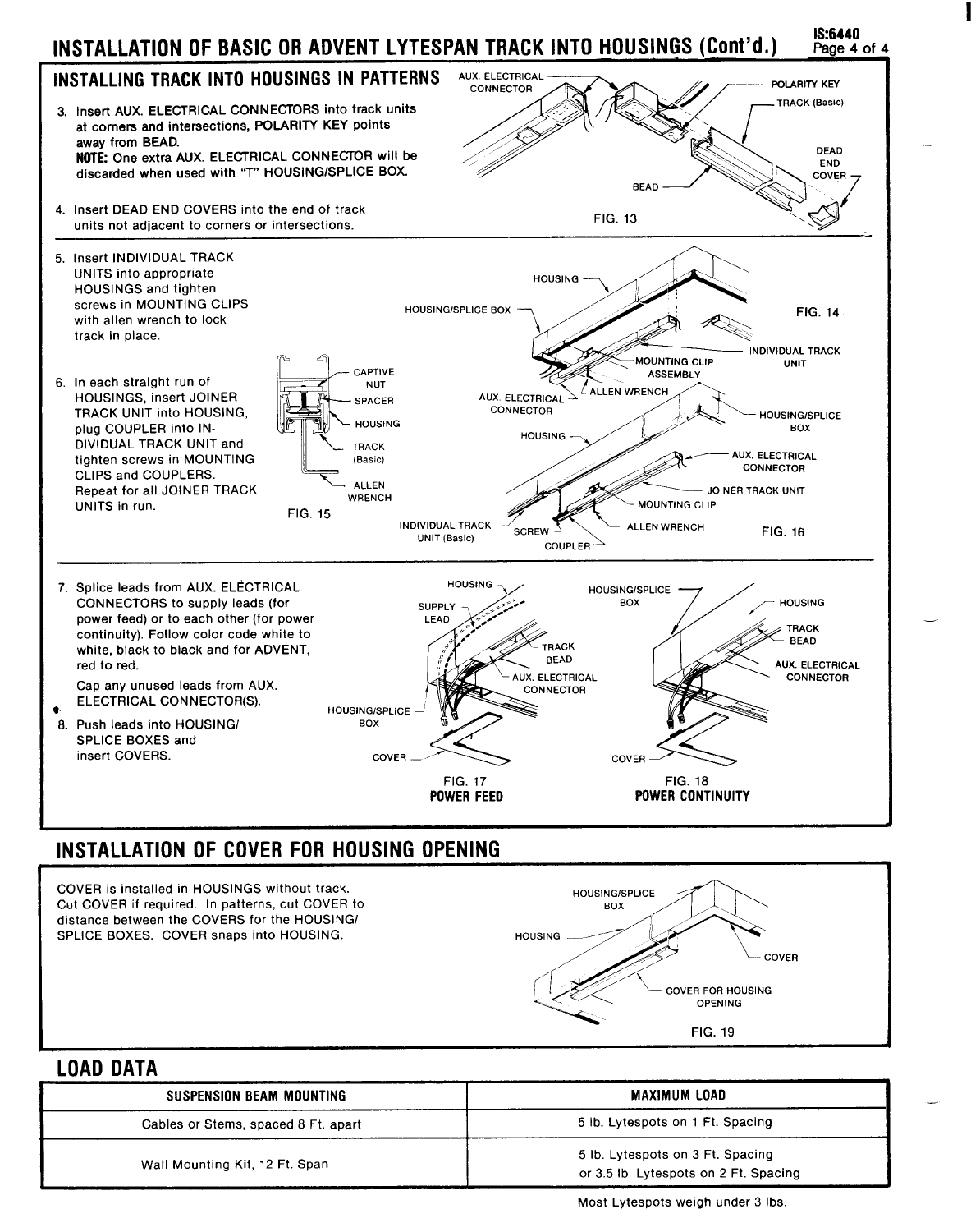# INSTALLATION OF BASIC OR ADVENT LYTESPAN TRACK INTO HOUSINGS (Cont'd.)

## INSTALLING TRACK INTO HOUSINGS IN PATTERNS

3. Insert AUX. ELECTRICAL CONNECTORS into track units at corners and intersections, POLARITY KEY points away from BEAD.
   **NOTE:** One extra AUX. ELECTRICAL CONNECTOR will be discarded when used with "T" HOUSING/SPLICE BOX.

4. Insert DEAD END COVERS into the end of track units not adjacent to corners or intersections.

AUX. ELECTRICAL CONNECTOR
POLARITY KEY
TRACK (Basic)
DEAD END COVER
BEAD

FIG. 13

5. Insert INDIVIDUAL TRACK UNITS into appropriate HOUSINGS and tighten screws in MOUNTING CLIPS with allen wrench to lock track in place.

6. In each straight run of HOUSINGS, insert JOINER TRACK UNIT into HOUSING, plug COUPLER into INDIVIDUAL TRACK UNIT and tighten screws in MOUNTING CLIPS and COUPLERS. Repeat for all JOINER TRACK UNITS in run.

CAPTIVE NUT
SPACER
HOUSING
TRACK (Basic)
ALLEN WRENCH

FIG. 15

HOUSING
HOUSING/SPLICE BOX
INDIVIDUAL TRACK UNIT
MOUNTING CLIP ASSEMBLY
AUX. ELECTRICAL CONNECTOR
ALLEN WRENCH

FIG. 14

HOUSING/SPLICE BOX
HOUSING
AUX. ELECTRICAL CONNECTOR
JOINER TRACK UNIT
MOUNTING CLIP
INDIVIDUAL TRACK UNIT (Basic)
SCREW
ALLEN WRENCH
COUPLER

FIG. 16

7. Splice leads from AUX. ELECTRICAL CONNECTORS to supply leads (for power feed) or to each other (for power continuity). Follow color code white to white, black to black and for ADVENT, red to red.

   Cap any unused leads from AUX. ELECTRICAL CONNECTOR(S).

8. Push leads into HOUSING/SPLICE BOXES and insert COVERS.

HOUSING
SUPPLY LEAD
TRACK
BEAD
AUX. ELECTRICAL CONNECTOR
HOUSING/SPLICE BOX
COVER

FIG. 17
**POWER FEED**

HOUSING/SPLICE BOX
HOUSING
TRACK
BEAD
AUX. ELECTRICAL CONNECTOR
COVER

FIG. 18
**POWER CONTINUITY**

## INSTALLATION OF COVER FOR HOUSING OPENING

COVER is installed in HOUSINGS without track. Cut COVER if required. In patterns, cut COVER to distance between the COVERS for the HOUSING/SPLICE BOXES. COVER snaps into HOUSING.

HOUSING/SPLICE BOX
HOUSING
COVER
COVER FOR HOUSING OPENING

FIG. 19

## LOAD DATA

| SUSPENSION BEAM MOUNTING | MAXIMUM LOAD |
|---|---|
| Cables or Stems, spaced 8 Ft. apart | 5 lb. Lytespots on 1 Ft. Spacing |
| Wall Mounting Kit, 12 Ft. Span | 5 lb. Lytespots on 3 Ft. Spacing or 3.5 lb. Lytespots on 2 Ft. Spacing |

Most Lytespots weigh under 3 lbs.